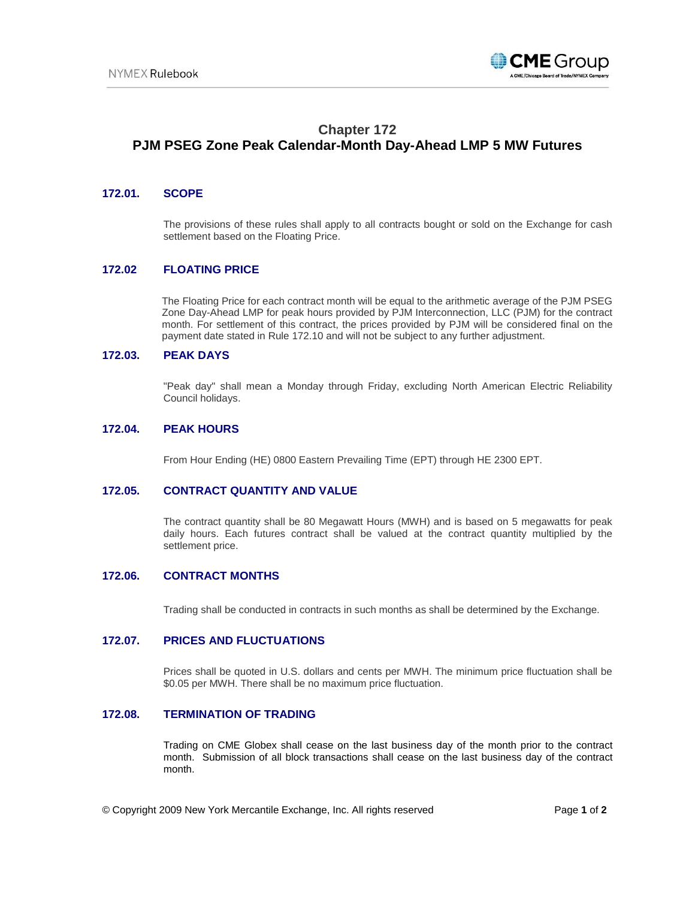# Chapter 172
# PJM PSEG Zone Peak Calendar-Month Day-Ahead LMP 5 MW Futures

## 172.01. SCOPE

The provisions of these rules shall apply to all contracts bought or sold on the Exchange for cash settlement based on the Floating Price.

## 172.02 FLOATING PRICE

The Floating Price for each contract month will be equal to the arithmetic average of the PJM PSEG Zone Day-Ahead LMP for peak hours provided by PJM Interconnection, LLC (PJM) for the contract month. For settlement of this contract, the prices provided by PJM will be considered final on the payment date stated in Rule 172.10 and will not be subject to any further adjustment.

## 172.03. PEAK DAYS

"Peak day" shall mean a Monday through Friday, excluding North American Electric Reliability Council holidays.

## 172.04. PEAK HOURS

From Hour Ending (HE) 0800 Eastern Prevailing Time (EPT) through HE 2300 EPT.

## 172.05. CONTRACT QUANTITY AND VALUE

The contract quantity shall be 80 Megawatt Hours (MWH) and is based on 5 megawatts for peak daily hours. Each futures contract shall be valued at the contract quantity multiplied by the settlement price.

## 172.06. CONTRACT MONTHS

Trading shall be conducted in contracts in such months as shall be determined by the Exchange.

## 172.07. PRICES AND FLUCTUATIONS

Prices shall be quoted in U.S. dollars and cents per MWH. The minimum price fluctuation shall be $0.05 per MWH. There shall be no maximum price fluctuation.

## 172.08. TERMINATION OF TRADING

Trading on CME Globex shall cease on the last business day of the month prior to the contract month. Submission of all block transactions shall cease on the last business day of the contract month.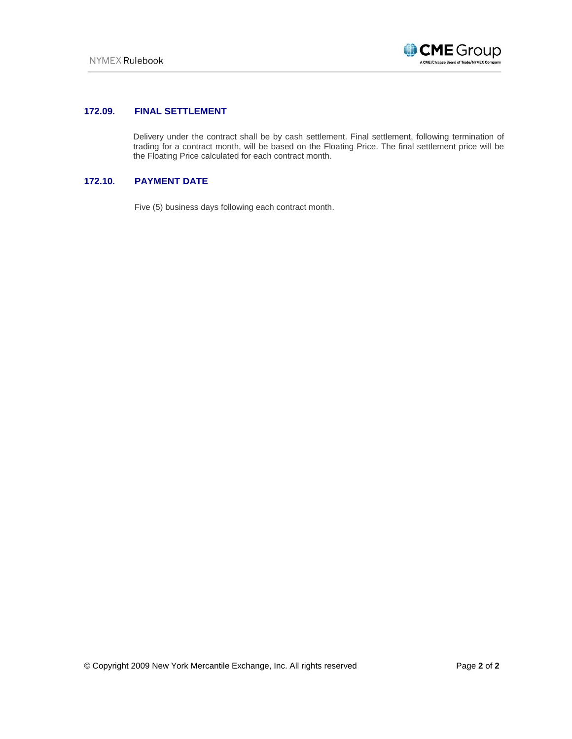## 172.09. FINAL SETTLEMENT

Delivery under the contract shall be by cash settlement. Final settlement, following termination of trading for a contract month, will be based on the Floating Price. The final settlement price will be the Floating Price calculated for each contract month.

## 172.10. PAYMENT DATE

Five (5) business days following each contract month.